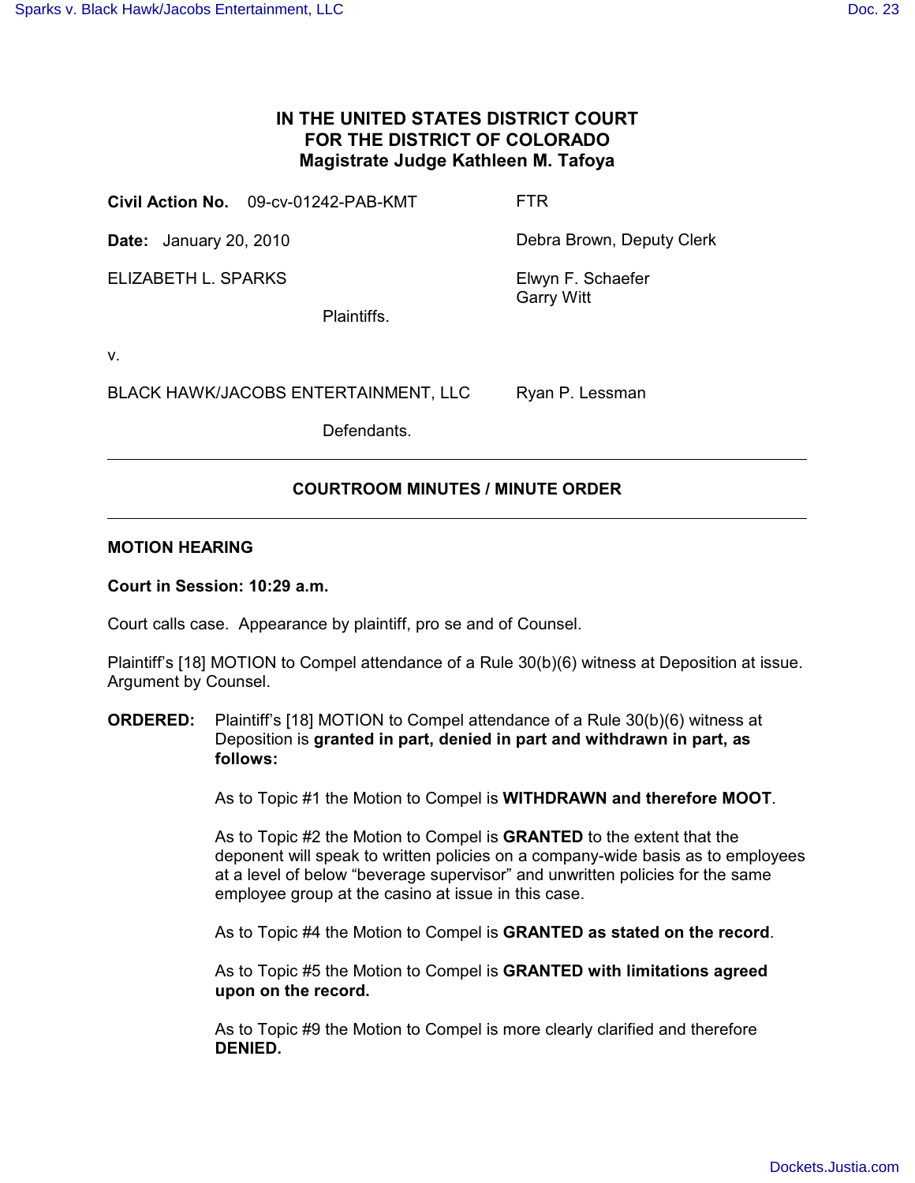# IN THE UNITED STATES DISTRICT COURT
# FOR THE DISTRICT OF COLORADO
# Magistrate Judge Kathleen M. Tafoya

**Civil Action No.** 09-cv-01242-PAB-KMT — FTR

**Date:** January 20, 2010 — Debra Brown, Deputy Clerk

ELIZABETH L. SPARKS — Elwyn F. Schaefer, Garry Witt

Plaintiffs.

v.

BLACK HAWK/JACOBS ENTERTAINMENT, LLC — Ryan P. Lessman

Defendants.

---

## COURTROOM MINUTES / MINUTE ORDER

---

**MOTION HEARING**

**Court in Session: 10:29 a.m.**

Court calls case. Appearance by plaintiff, pro se and of Counsel.

Plaintiff's [18] MOTION to Compel attendance of a Rule 30(b)(6) witness at Deposition at issue. Argument by Counsel.

**ORDERED:** Plaintiff's [18] MOTION to Compel attendance of a Rule 30(b)(6) witness at Deposition is **granted in part, denied in part and withdrawn in part, as follows:**

As to Topic #1 the Motion to Compel is **WITHDRAWN and therefore MOOT**.

As to Topic #2 the Motion to Compel is **GRANTED** to the extent that the deponent will speak to written policies on a company-wide basis as to employees at a level of below "beverage supervisor" and unwritten policies for the same employee group at the casino at issue in this case.

As to Topic #4 the Motion to Compel is **GRANTED as stated on the record**.

As to Topic #5 the Motion to Compel is **GRANTED with limitations agreed upon on the record.**

As to Topic #9 the Motion to Compel is more clearly clarified and therefore **DENIED.**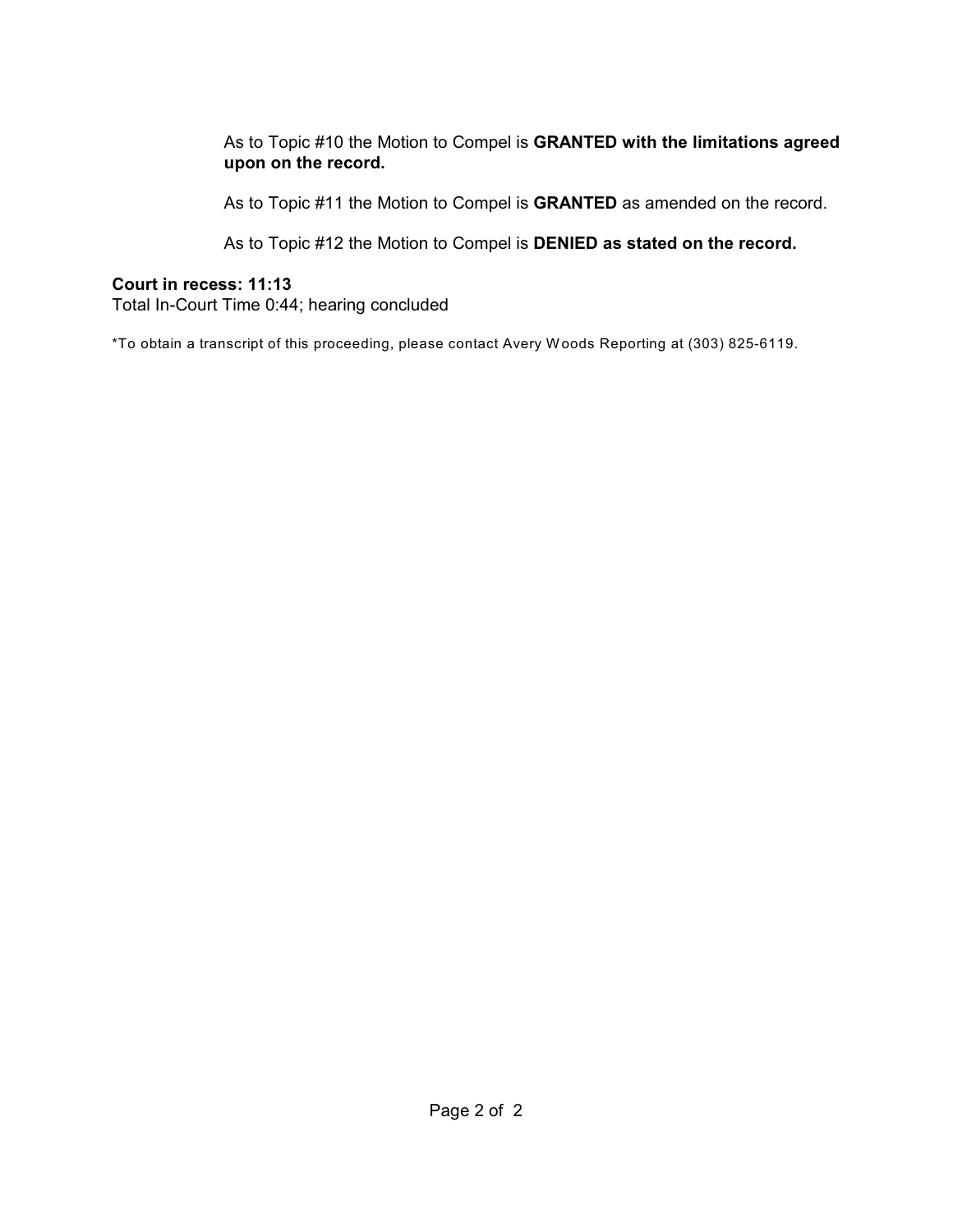As to Topic #10 the Motion to Compel is **GRANTED with the limitations agreed upon on the record.**

As to Topic #11 the Motion to Compel is **GRANTED** as amended on the record.

As to Topic #12 the Motion to Compel is **DENIED as stated on the record.**

**Court in recess: 11:13**
Total In-Court Time 0:44; hearing concluded

*To obtain a transcript of this proceeding, please contact Avery Woods Reporting at (303) 825-6119.